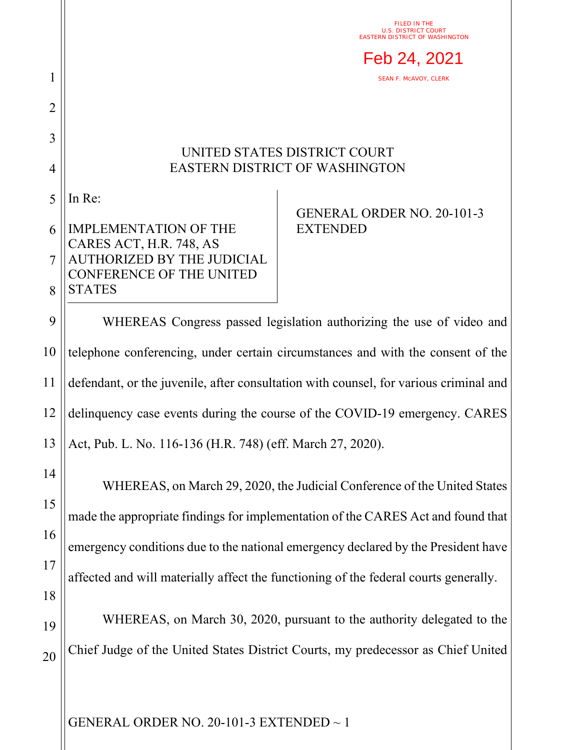FILED IN THE
U.S. DISTRICT COURT
EASTERN DISTRICT OF WASHINGTON

Feb 24, 2021

SEAN F. MCAVOY, CLERK

UNITED STATES DISTRICT COURT
EASTERN DISTRICT OF WASHINGTON

| In Re: IMPLEMENTATION OF THE CARES ACT, H.R. 748, AS AUTHORIZED BY THE JUDICIAL CONFERENCE OF THE UNITED STATES | GENERAL ORDER NO. 20-101-3 EXTENDED |
|---|---|

WHEREAS Congress passed legislation authorizing the use of video and telephone conferencing, under certain circumstances and with the consent of the defendant, or the juvenile, after consultation with counsel, for various criminal and delinquency case events during the course of the COVID-19 emergency. CARES Act, Pub. L. No. 116-136 (H.R. 748) (eff. March 27, 2020).

WHEREAS, on March 29, 2020, the Judicial Conference of the United States made the appropriate findings for implementation of the CARES Act and found that emergency conditions due to the national emergency declared by the President have affected and will materially affect the functioning of the federal courts generally.

WHEREAS, on March 30, 2020, pursuant to the authority delegated to the Chief Judge of the United States District Courts, my predecessor as Chief United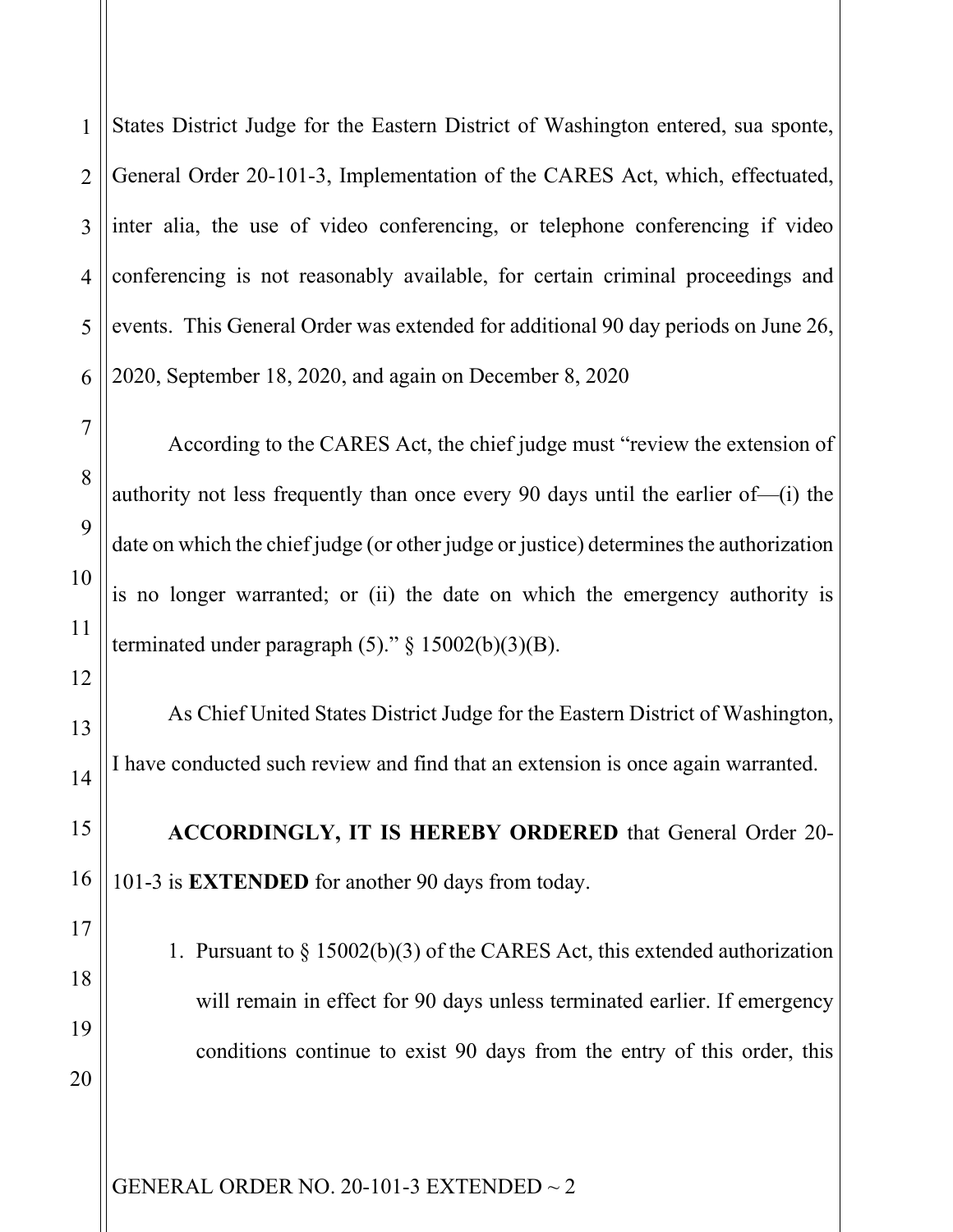States District Judge for the Eastern District of Washington entered, sua sponte, General Order 20-101-3, Implementation of the CARES Act, which, effectuated, inter alia, the use of video conferencing, or telephone conferencing if video conferencing is not reasonably available, for certain criminal proceedings and events. This General Order was extended for additional 90 day periods on June 26, 2020, September 18, 2020, and again on December 8, 2020

According to the CARES Act, the chief judge must "review the extension of authority not less frequently than once every 90 days until the earlier of—(i) the date on which the chief judge (or other judge or justice) determines the authorization is no longer warranted; or (ii) the date on which the emergency authority is terminated under paragraph (5)." § 15002(b)(3)(B).

As Chief United States District Judge for the Eastern District of Washington, I have conducted such review and find that an extension is once again warranted.

**ACCORDINGLY, IT IS HEREBY ORDERED** that General Order 20-101-3 is **EXTENDED** for another 90 days from today.

1. Pursuant to § 15002(b)(3) of the CARES Act, this extended authorization will remain in effect for 90 days unless terminated earlier. If emergency conditions continue to exist 90 days from the entry of this order, this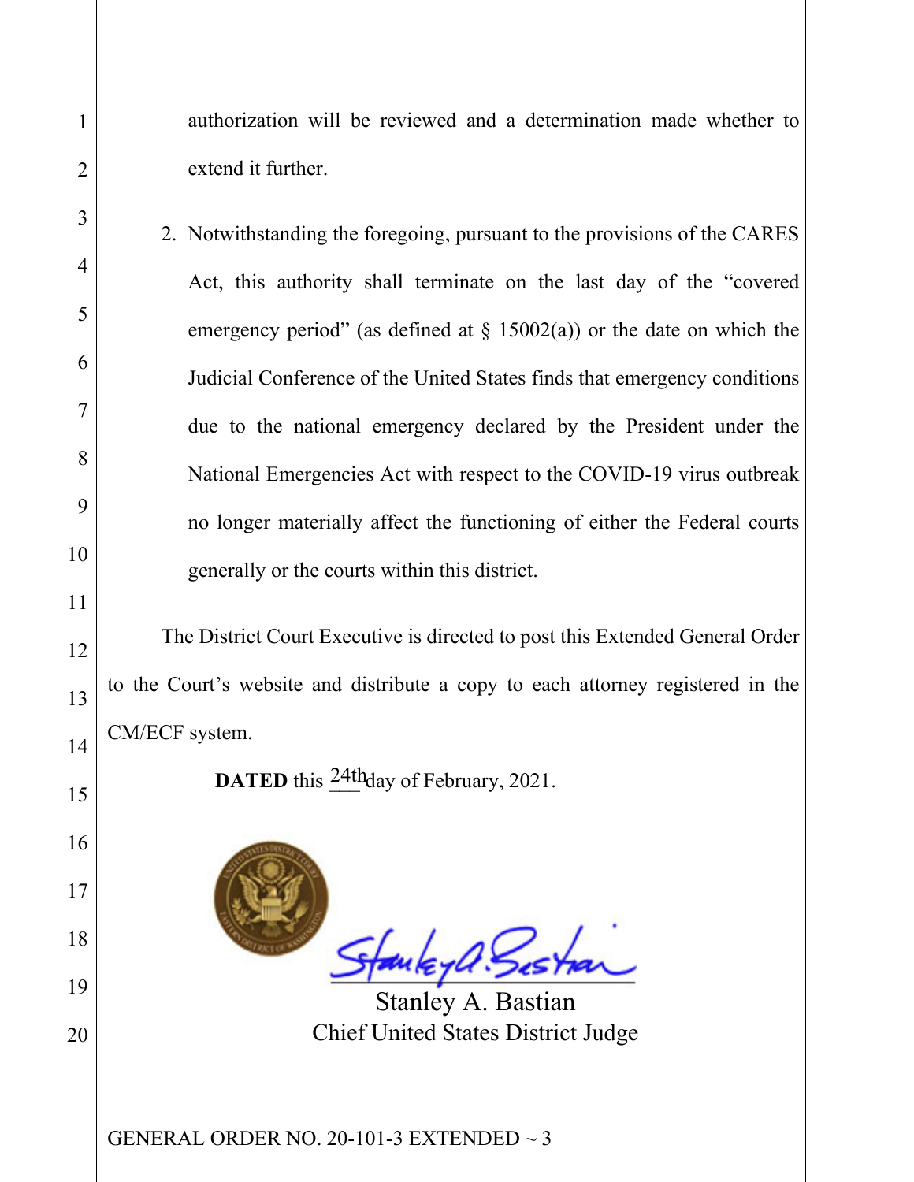authorization will be reviewed and a determination made whether to extend it further.

2. Notwithstanding the foregoing, pursuant to the provisions of the CARES Act, this authority shall terminate on the last day of the "covered emergency period" (as defined at § 15002(a)) or the date on which the Judicial Conference of the United States finds that emergency conditions due to the national emergency declared by the President under the National Emergencies Act with respect to the COVID-19 virus outbreak no longer materially affect the functioning of either the Federal courts generally or the courts within this district.

The District Court Executive is directed to post this Extended General Order to the Court's website and distribute a copy to each attorney registered in the CM/ECF system.

**DATED** this 24th day of February, 2021.

Stanley A. Bastian
Chief United States District Judge

GENERAL ORDER NO. 20-101-3 EXTENDED ~ 3